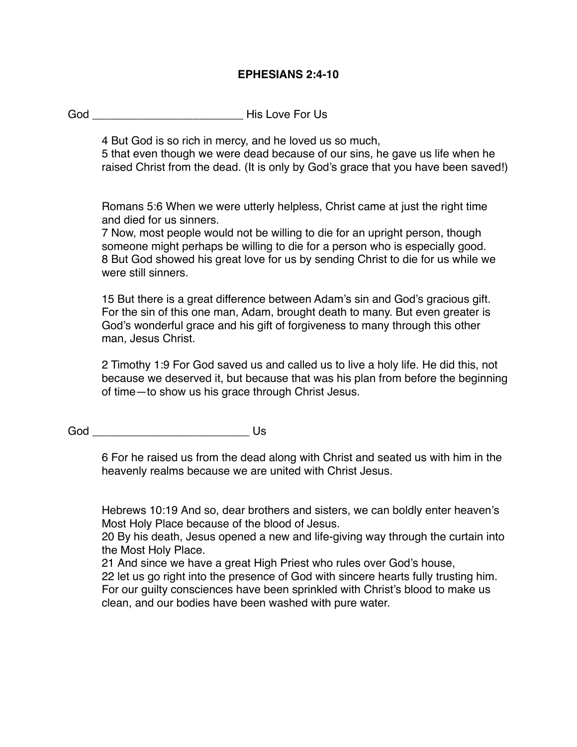# EPHESIANS 2:4-10

God ________________________ His Love For Us

4 But God is so rich in mercy, and he loved us so much,
5 that even though we were dead because of our sins, he gave us life when he raised Christ from the dead. (It is only by God's grace that you have been saved!)

Romans 5:6 When we were utterly helpless, Christ came at just the right time and died for us sinners.
7 Now, most people would not be willing to die for an upright person, though someone might perhaps be willing to die for a person who is especially good.
8 But God showed his great love for us by sending Christ to die for us while we were still sinners.

15 But there is a great difference between Adam's sin and God's gracious gift. For the sin of this one man, Adam, brought death to many. But even greater is God's wonderful grace and his gift of forgiveness to many through this other man, Jesus Christ.

2 Timothy 1:9 For God saved us and called us to live a holy life. He did this, not because we deserved it, but because that was his plan from before the beginning of time—to show us his grace through Christ Jesus.

God ________________________ Us

6 For he raised us from the dead along with Christ and seated us with him in the heavenly realms because we are united with Christ Jesus.

Hebrews 10:19 And so, dear brothers and sisters, we can boldly enter heaven's Most Holy Place because of the blood of Jesus.
20 By his death, Jesus opened a new and life-giving way through the curtain into the Most Holy Place.
21 And since we have a great High Priest who rules over God's house,
22 let us go right into the presence of God with sincere hearts fully trusting him. For our guilty consciences have been sprinkled with Christ's blood to make us clean, and our bodies have been washed with pure water.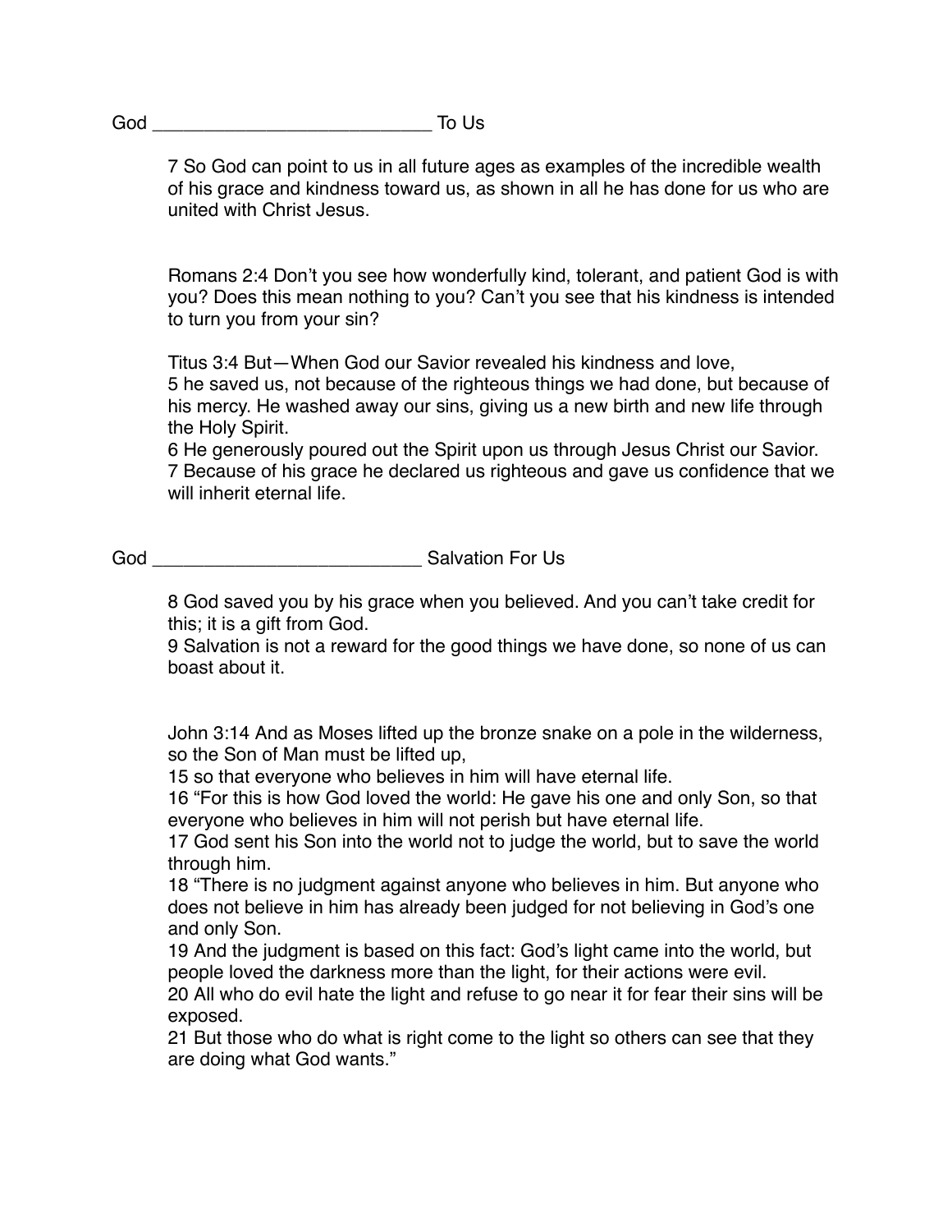God ___________________________ To Us

7 So God can point to us in all future ages as examples of the incredible wealth of his grace and kindness toward us, as shown in all he has done for us who are united with Christ Jesus.

Romans 2:4 Don't you see how wonderfully kind, tolerant, and patient God is with you? Does this mean nothing to you? Can't you see that his kindness is intended to turn you from your sin?

Titus 3:4 But—When God our Savior revealed his kindness and love,
5 he saved us, not because of the righteous things we had done, but because of his mercy. He washed away our sins, giving us a new birth and new life through the Holy Spirit.
6 He generously poured out the Spirit upon us through Jesus Christ our Savior.
7 Because of his grace he declared us righteous and gave us confidence that we will inherit eternal life.

God __________________________ Salvation For Us

8 God saved you by his grace when you believed. And you can't take credit for this; it is a gift from God.
9 Salvation is not a reward for the good things we have done, so none of us can boast about it.

John 3:14 And as Moses lifted up the bronze snake on a pole in the wilderness, so the Son of Man must be lifted up,
15 so that everyone who believes in him will have eternal life.
16 "For this is how God loved the world: He gave his one and only Son, so that everyone who believes in him will not perish but have eternal life.
17 God sent his Son into the world not to judge the world, but to save the world through him.
18 "There is no judgment against anyone who believes in him. But anyone who does not believe in him has already been judged for not believing in God's one and only Son.
19 And the judgment is based on this fact: God's light came into the world, but people loved the darkness more than the light, for their actions were evil.
20 All who do evil hate the light and refuse to go near it for fear their sins will be exposed.
21 But those who do what is right come to the light so others can see that they are doing what God wants."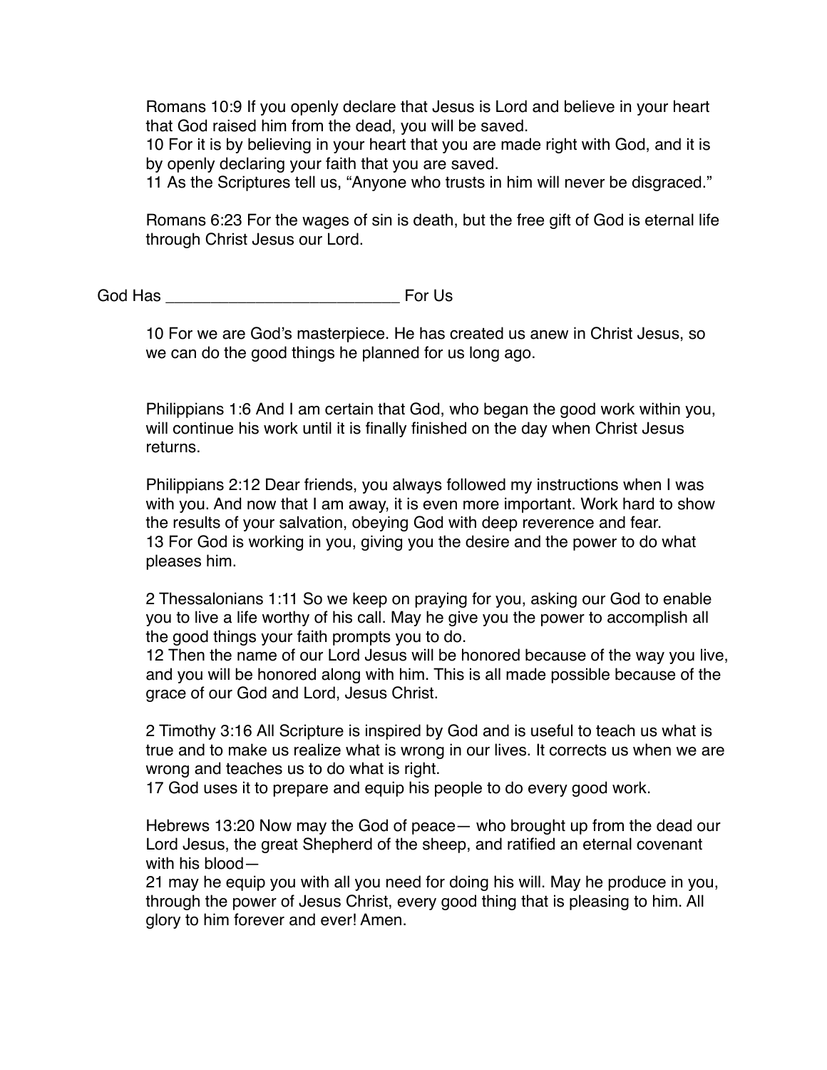Romans 10:9 If you openly declare that Jesus is Lord and believe in your heart that God raised him from the dead, you will be saved.
10 For it is by believing in your heart that you are made right with God, and it is by openly declaring your faith that you are saved.
11 As the Scriptures tell us, “Anyone who trusts in him will never be disgraced.”

Romans 6:23 For the wages of sin is death, but the free gift of God is eternal life through Christ Jesus our Lord.

God Has __________________________ For Us

10 For we are God’s masterpiece. He has created us anew in Christ Jesus, so we can do the good things he planned for us long ago.

Philippians 1:6 And I am certain that God, who began the good work within you, will continue his work until it is finally finished on the day when Christ Jesus returns.

Philippians 2:12 Dear friends, you always followed my instructions when I was with you. And now that I am away, it is even more important. Work hard to show the results of your salvation, obeying God with deep reverence and fear.
13 For God is working in you, giving you the desire and the power to do what pleases him.

2 Thessalonians 1:11 So we keep on praying for you, asking our God to enable you to live a life worthy of his call. May he give you the power to accomplish all the good things your faith prompts you to do.
12 Then the name of our Lord Jesus will be honored because of the way you live, and you will be honored along with him. This is all made possible because of the grace of our God and Lord, Jesus Christ.

2 Timothy 3:16 All Scripture is inspired by God and is useful to teach us what is true and to make us realize what is wrong in our lives. It corrects us when we are wrong and teaches us to do what is right.
17 God uses it to prepare and equip his people to do every good work.

Hebrews 13:20 Now may the God of peace— who brought up from the dead our Lord Jesus, the great Shepherd of the sheep, and ratified an eternal covenant with his blood—
21 may he equip you with all you need for doing his will. May he produce in you, through the power of Jesus Christ, every good thing that is pleasing to him. All glory to him forever and ever! Amen.